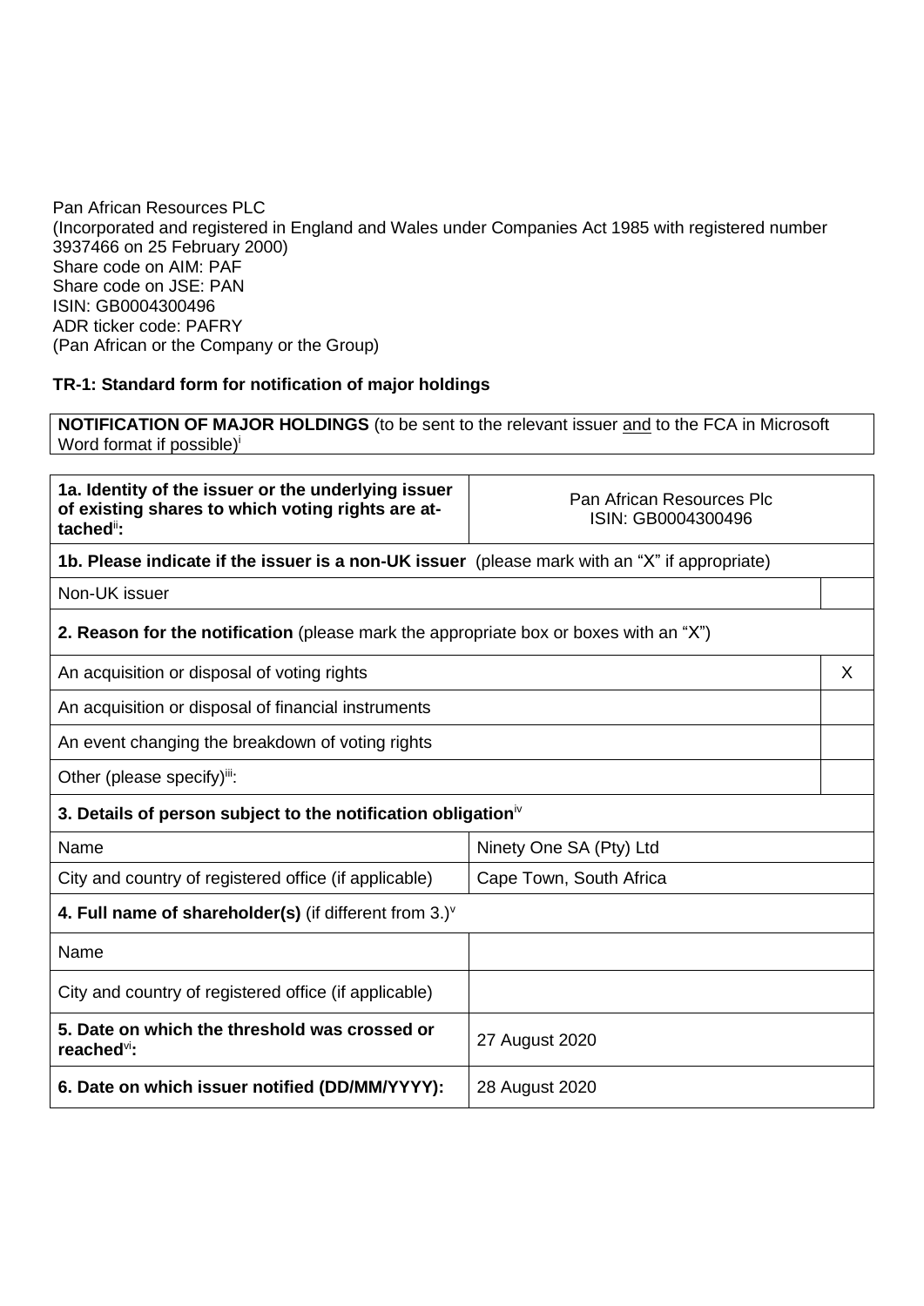Pan African Resources PLC
(Incorporated and registered in England and Wales under Companies Act 1985 with registered number 3937466 on 25 February 2000)
Share code on AIM: PAF
Share code on JSE: PAN
ISIN: GB0004300496
ADR ticker code: PAFRY
(Pan African or the Company or the Group)

**TR-1: Standard form for notification of major holdings**

| **NOTIFICATION OF MAJOR HOLDINGS** (to be sent to the relevant issuer and to the FCA in Microsoft Word format if possible)[i] |
|---|

| | | |
|---|---|---|
| **1a. Identity of the issuer or the underlying issuer of existing shares to which voting rights are attached[ii]:** | Pan African Resources Plc ISIN: GB0004300496 | |
| **1b. Please indicate if the issuer is a non-UK issuer** (please mark with an "X" if appropriate) | | |
| Non-UK issuer | | |
| **2. Reason for the notification** (please mark the appropriate box or boxes with an "X") | | |
| An acquisition or disposal of voting rights | | X |
| An acquisition or disposal of financial instruments | | |
| An event changing the breakdown of voting rights | | |
| Other (please specify)[iii]: | | |
| **3. Details of person subject to the notification obligation[iv]** | | |
| Name | Ninety One SA (Pty) Ltd | |
| City and country of registered office (if applicable) | Cape Town, South Africa | |
| **4. Full name of shareholder(s)** (if different from 3.)[v] | | |
| Name | | |
| City and country of registered office (if applicable) | | |
| **5. Date on which the threshold was crossed or reached[vi]:** | 27 August 2020 | |
| **6. Date on which issuer notified (DD/MM/YYYY):** | 28 August 2020 | |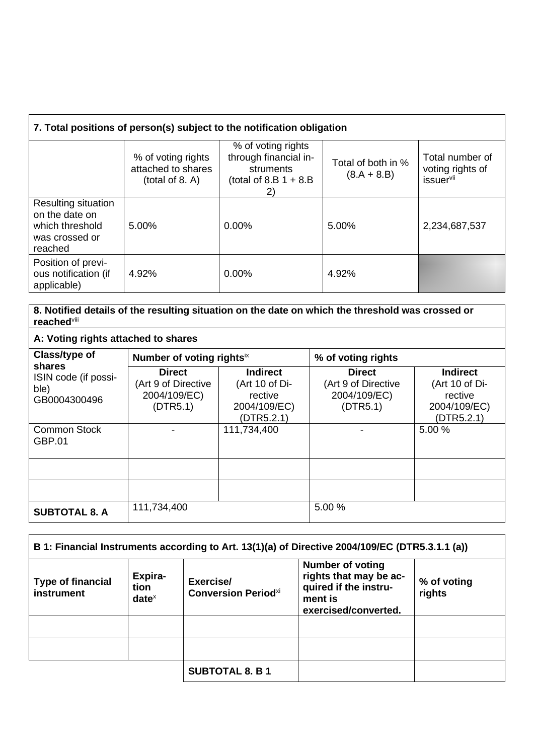| 7. Total positions of person(s) subject to the notification obligation | | | | |
|---|---|---|---|---|
| | % of voting rights attached to shares (total of 8. A) | % of voting rights through financial instruments (total of 8.B 1 + 8.B 2) | Total of both in % (8.A + 8.B) | Total number of voting rights of issuer[vii] |
| Resulting situation on the date on which threshold was crossed or reached | 5.00% | 0.00% | 5.00% | 2,234,687,537 |
| Position of previous notification (if applicable) | 4.92% | 0.00% | 4.92% | |

| 8. Notified details of the resulting situation on the date on which the threshold was crossed or reached[viii] | | | | |
|---|---|---|---|---|
| **A: Voting rights attached to shares** | | | | |
| **Class/type of shares** ISIN code (if possible) GB0004300496 | **Number of voting rights**[ix] | | **% of voting rights** | |
| | **Direct** (Art 9 of Directive 2004/109/EC) (DTR5.1) | **Indirect** (Art 10 of Directive 2004/109/EC) (DTR5.2.1) | **Direct** (Art 9 of Directive 2004/109/EC) (DTR5.1) | **Indirect** (Art 10 of Directive 2004/109/EC) (DTR5.2.1) |
| Common Stock GBP.01 | - | 111,734,400 | - | 5.00 % |
| | | | | |
| | | | | |
| **SUBTOTAL 8. A** | 111,734,400 | | 5.00 % | |

| B 1: Financial Instruments according to Art. 13(1)(a) of Directive 2004/109/EC (DTR5.3.1.1 (a)) | | | | |
|---|---|---|---|---|
| **Type of financial instrument** | **Expiration date**[x] | **Exercise/ Conversion Period**[xi] | **Number of voting rights that may be acquired if the instrument is exercised/converted.** | **% of voting rights** |
| | | | | |
| | | | | |
| | | **SUBTOTAL 8. B 1** | | |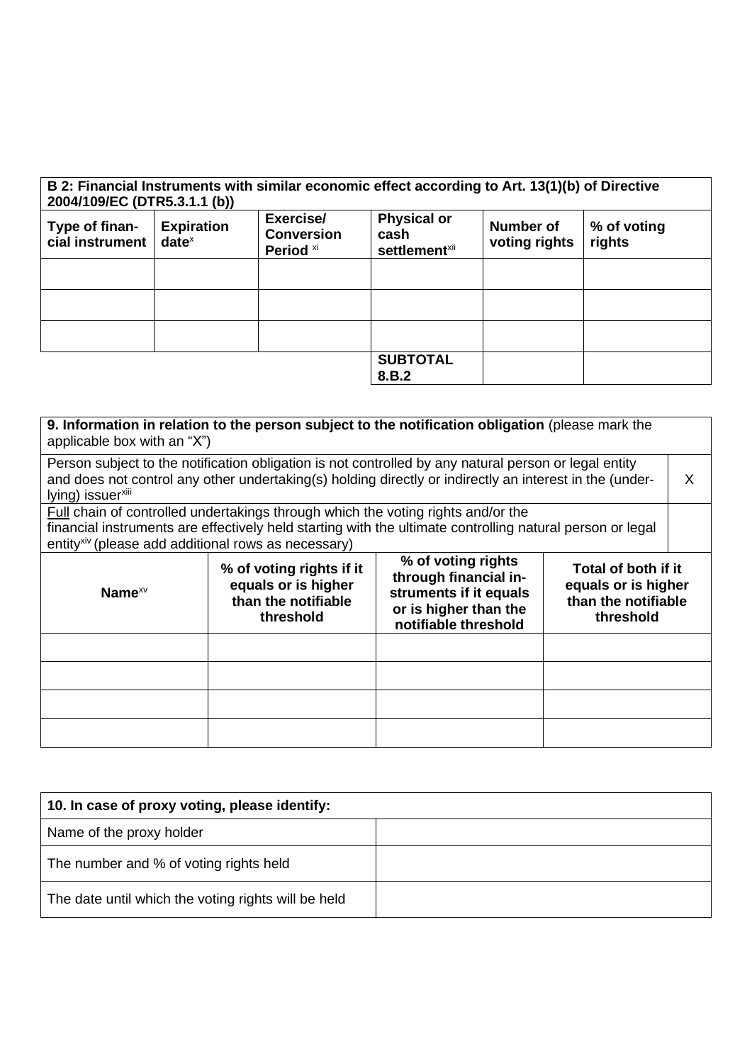| **B 2: Financial Instruments with similar economic effect according to Art. 13(1)(b) of Directive 2004/109/EC (DTR5.3.1.1 (b))** | | | | | |
|---|---|---|---|---|---|
| **Type of financial instrument** | **Expiration date**[x] | **Exercise/ Conversion Period** [xi] | **Physical or cash settlement**[xii] | **Number of voting rights** | **% of voting rights** |
| | | | | | |
| | | | | | |
| | | | | | |
| | | | **SUBTOTAL 8.B.2** | | |

| **9. Information in relation to the person subject to the notification obligation** (please mark the applicable box with an "X") | | | | |
|---|---|---|---|---|
| Person subject to the notification obligation is not controlled by any natural person or legal entity and does not control any other undertaking(s) holding directly or indirectly an interest in the (underlying) issuer[xiii] | | | | X |
| Full chain of controlled undertakings through which the voting rights and/or the financial instruments are effectively held starting with the ultimate controlling natural person or legal entity[xiv] (please add additional rows as necessary) | | | | |
| **Name**[xv] | **% of voting rights if it equals or is higher than the notifiable threshold** | **% of voting rights through financial instruments if it equals or is higher than the notifiable threshold** | **Total of both if it equals or is higher than the notifiable threshold** | |
| | | | | |
| | | | | |
| | | | | |
| | | | | |

| **10. In case of proxy voting, please identify:** | |
|---|---|
| Name of the proxy holder | |
| The number and % of voting rights held | |
| The date until which the voting rights will be held | |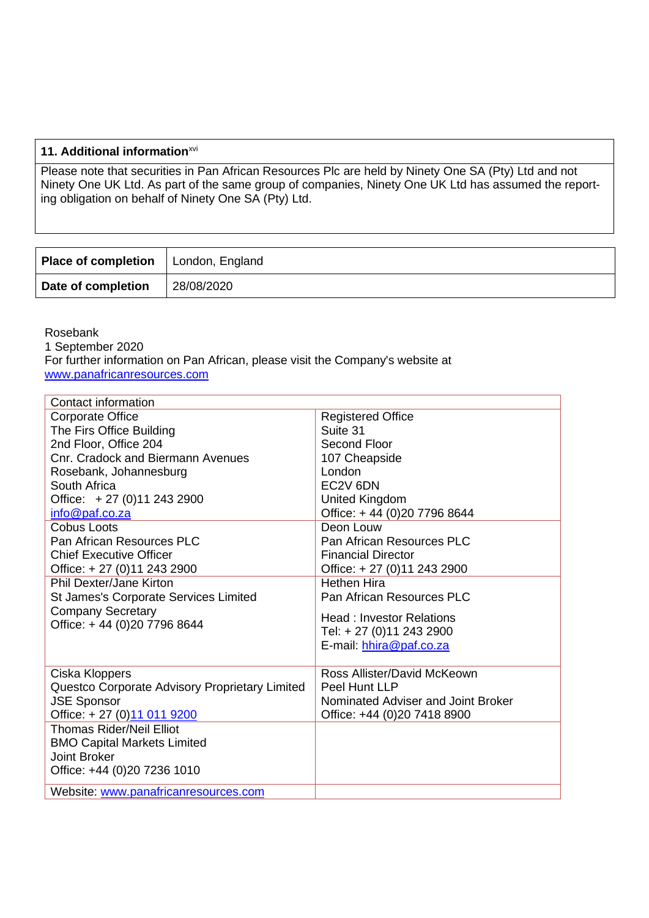| **11. Additional information**[xvi] |
|---|
| Please note that securities in Pan African Resources Plc are held by Ninety One SA (Pty) Ltd and not Ninety One UK Ltd. As part of the same group of companies, Ninety One UK Ltd has assumed the reporting obligation on behalf of Ninety One SA (Pty) Ltd. |

| | |
|---|---|
| **Place of completion** | London, England |
| **Date of completion** | 28/08/2020 |

Rosebank
1 September 2020
For further information on Pan African, please visit the Company's website at www.panafricanresources.com

| Contact information | |
|---|---|
| Corporate Office<br>The Firs Office Building<br>2nd Floor, Office 204<br>Cnr. Cradock and Biermann Avenues<br>Rosebank, Johannesburg<br>South Africa<br>Office: + 27 (0)11 243 2900<br>info@paf.co.za | Registered Office<br>Suite 31<br>Second Floor<br>107 Cheapside<br>London<br>EC2V 6DN<br>United Kingdom<br>Office: + 44 (0)20 7796 8644 |
| Cobus Loots<br>Pan African Resources PLC<br>Chief Executive Officer<br>Office: + 27 (0)11 243 2900 | Deon Louw<br>Pan African Resources PLC<br>Financial Director<br>Office: + 27 (0)11 243 2900 |
| Phil Dexter/Jane Kirton<br>St James's Corporate Services Limited<br>Company Secretary<br>Office: + 44 (0)20 7796 8644 | Hethen Hira<br>Pan African Resources PLC<br>Head : Investor Relations<br>Tel: + 27 (0)11 243 2900<br>E-mail: hhira@paf.co.za |
| Ciska Kloppers<br>Questco Corporate Advisory Proprietary Limited<br>JSE Sponsor<br>Office: + 27 (0)11 011 9200 | Ross Allister/David McKeown<br>Peel Hunt LLP<br>Nominated Adviser and Joint Broker<br>Office: +44 (0)20 7418 8900 |
| Thomas Rider/Neil Elliot<br>BMO Capital Markets Limited<br>Joint Broker<br>Office: +44 (0)20 7236 1010 | |
| Website: www.panafricanresources.com | |